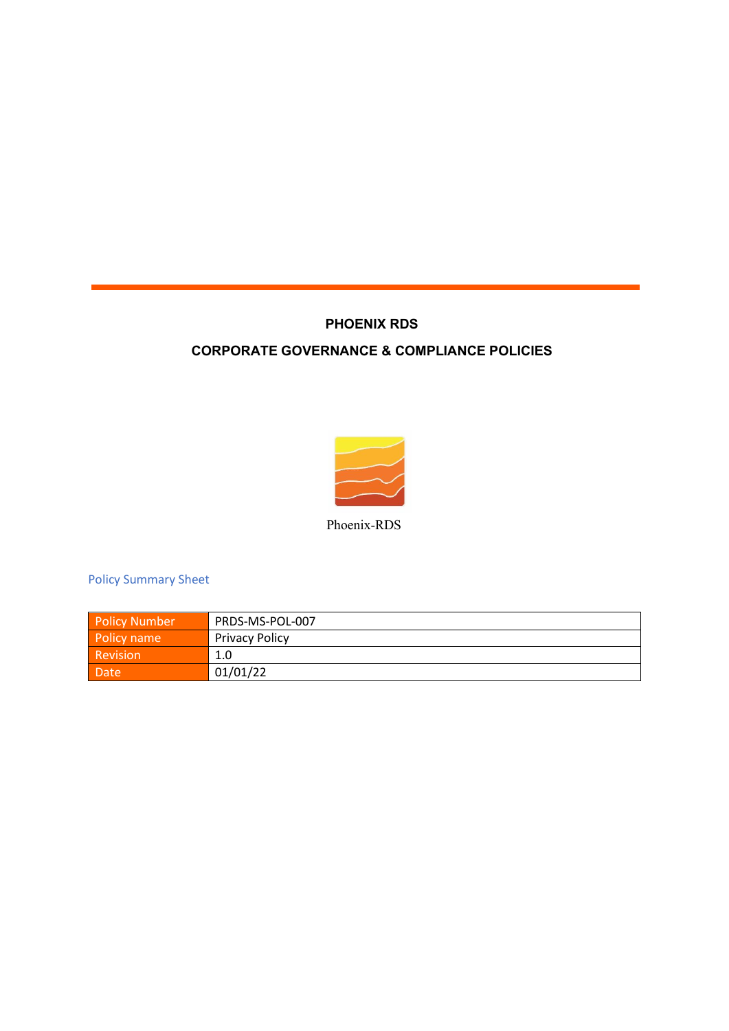# PHOENIX RDS

## CORPORATE GOVERNANCE & COMPLIANCE POLICIES

Phoenix-RDS

### Policy Summary Sheet

| Policy Number | PRDS-MS-POL-007 |
|---|---|
| Policy name | Privacy Policy |
| Revision | 1.0 |
| Date | 01/01/22 |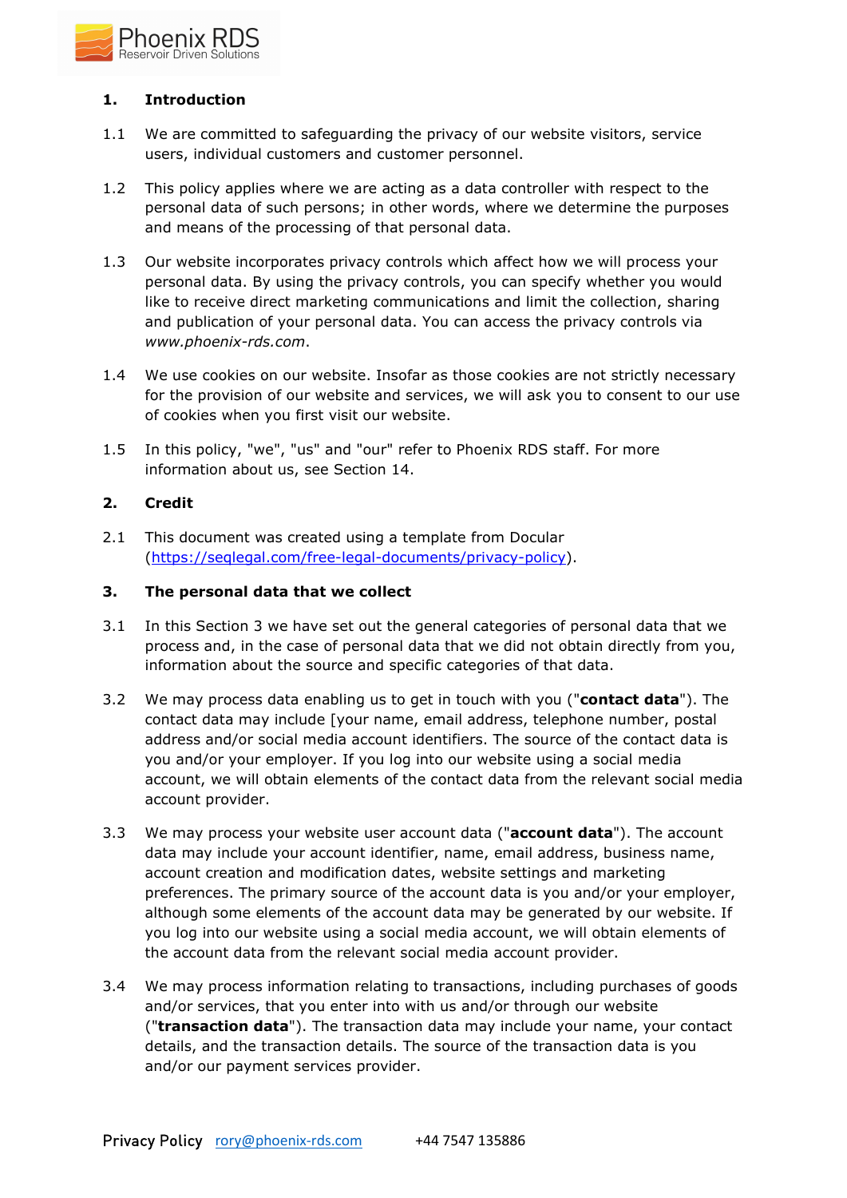## 1. Introduction

1.1 We are committed to safeguarding the privacy of our website visitors, service users, individual customers and customer personnel.

1.2 This policy applies where we are acting as a data controller with respect to the personal data of such persons; in other words, where we determine the purposes and means of the processing of that personal data.

1.3 Our website incorporates privacy controls which affect how we will process your personal data. By using the privacy controls, you can specify whether you would like to receive direct marketing communications and limit the collection, sharing and publication of your personal data. You can access the privacy controls via *www.phoenix-rds.com*.

1.4 We use cookies on our website. Insofar as those cookies are not strictly necessary for the provision of our website and services, we will ask you to consent to our use of cookies when you first visit our website.

1.5 In this policy, "we", "us" and "our" refer to Phoenix RDS staff. For more information about us, see Section 14.

## 2. Credit

2.1 This document was created using a template from Docular (https://seqlegal.com/free-legal-documents/privacy-policy).

## 3. The personal data that we collect

3.1 In this Section 3 we have set out the general categories of personal data that we process and, in the case of personal data that we did not obtain directly from you, information about the source and specific categories of that data.

3.2 We may process data enabling us to get in touch with you ("**contact data**"). The contact data may include [your name, email address, telephone number, postal address and/or social media account identifiers. The source of the contact data is you and/or your employer. If you log into our website using a social media account, we will obtain elements of the contact data from the relevant social media account provider.

3.3 We may process your website user account data ("**account data**"). The account data may include your account identifier, name, email address, business name, account creation and modification dates, website settings and marketing preferences. The primary source of the account data is you and/or your employer, although some elements of the account data may be generated by our website. If you log into our website using a social media account, we will obtain elements of the account data from the relevant social media account provider.

3.4 We may process information relating to transactions, including purchases of goods and/or services, that you enter into with us and/or through our website ("**transaction data**"). The transaction data may include your name, your contact details, and the transaction details. The source of the transaction data is you and/or our payment services provider.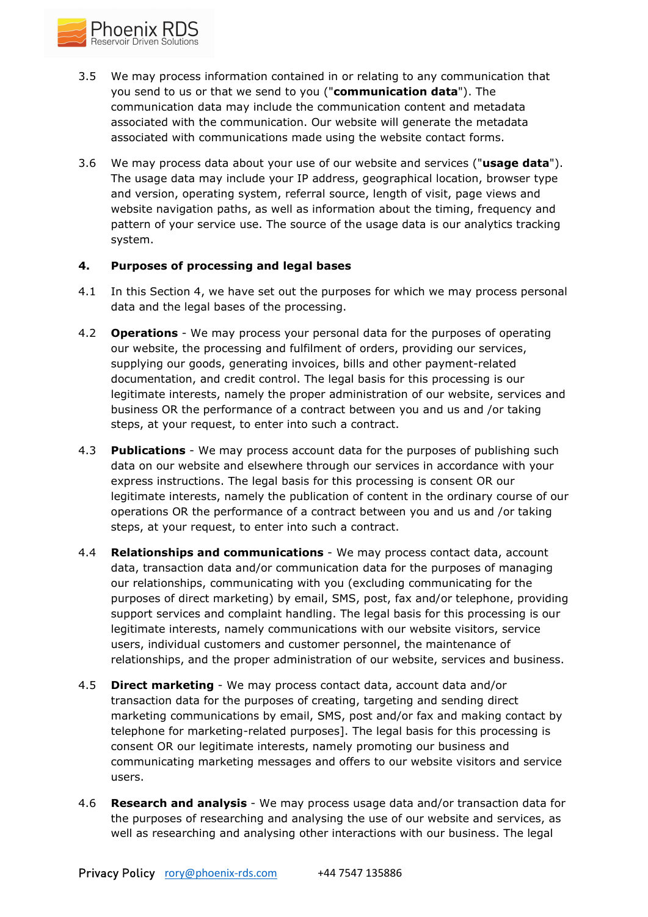3.5 We may process information contained in or relating to any communication that you send to us or that we send to you ("**communication data**"). The communication data may include the communication content and metadata associated with the communication. Our website will generate the metadata associated with communications made using the website contact forms.

3.6 We may process data about your use of our website and services ("**usage data**"). The usage data may include your IP address, geographical location, browser type and version, operating system, referral source, length of visit, page views and website navigation paths, as well as information about the timing, frequency and pattern of your service use. The source of the usage data is our analytics tracking system.

## 4. Purposes of processing and legal bases

4.1 In this Section 4, we have set out the purposes for which we may process personal data and the legal bases of the processing.

4.2 **Operations** - We may process your personal data for the purposes of operating our website, the processing and fulfilment of orders, providing our services, supplying our goods, generating invoices, bills and other payment-related documentation, and credit control. The legal basis for this processing is our legitimate interests, namely the proper administration of our website, services and business OR the performance of a contract between you and us and /or taking steps, at your request, to enter into such a contract.

4.3 **Publications** - We may process account data for the purposes of publishing such data on our website and elsewhere through our services in accordance with your express instructions. The legal basis for this processing is consent OR our legitimate interests, namely the publication of content in the ordinary course of our operations OR the performance of a contract between you and us and /or taking steps, at your request, to enter into such a contract.

4.4 **Relationships and communications** - We may process contact data, account data, transaction data and/or communication data for the purposes of managing our relationships, communicating with you (excluding communicating for the purposes of direct marketing) by email, SMS, post, fax and/or telephone, providing support services and complaint handling. The legal basis for this processing is our legitimate interests, namely communications with our website visitors, service users, individual customers and customer personnel, the maintenance of relationships, and the proper administration of our website, services and business.

4.5 **Direct marketing** - We may process contact data, account data and/or transaction data for the purposes of creating, targeting and sending direct marketing communications by email, SMS, post and/or fax and making contact by telephone for marketing-related purposes]. The legal basis for this processing is consent OR our legitimate interests, namely promoting our business and communicating marketing messages and offers to our website visitors and service users.

4.6 **Research and analysis** - We may process usage data and/or transaction data for the purposes of researching and analysing the use of our website and services, as well as researching and analysing other interactions with our business. The legal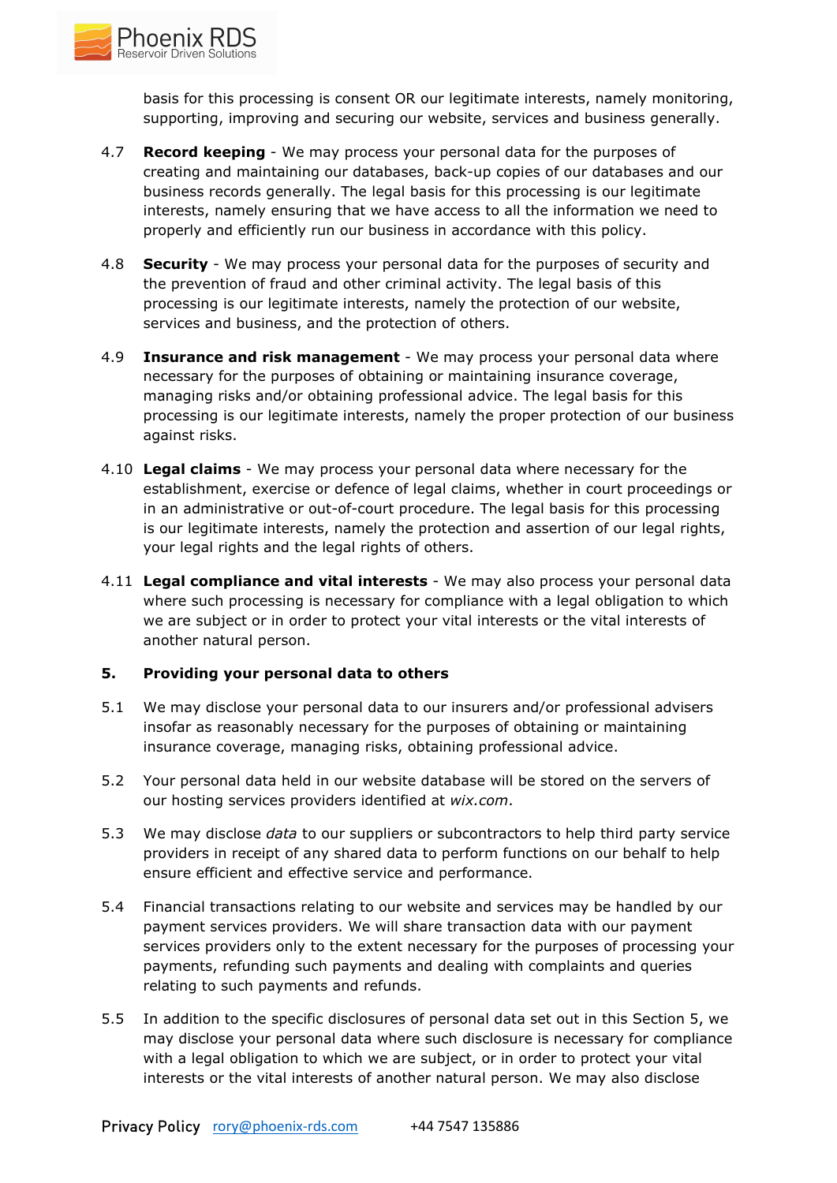basis for this processing is consent OR our legitimate interests, namely monitoring, supporting, improving and securing our website, services and business generally.

4.7 **Record keeping** - We may process your personal data for the purposes of creating and maintaining our databases, back-up copies of our databases and our business records generally. The legal basis for this processing is our legitimate interests, namely ensuring that we have access to all the information we need to properly and efficiently run our business in accordance with this policy.

4.8 **Security** - We may process your personal data for the purposes of security and the prevention of fraud and other criminal activity. The legal basis of this processing is our legitimate interests, namely the protection of our website, services and business, and the protection of others.

4.9 **Insurance and risk management** - We may process your personal data where necessary for the purposes of obtaining or maintaining insurance coverage, managing risks and/or obtaining professional advice. The legal basis for this processing is our legitimate interests, namely the proper protection of our business against risks.

4.10 **Legal claims** - We may process your personal data where necessary for the establishment, exercise or defence of legal claims, whether in court proceedings or in an administrative or out-of-court procedure. The legal basis for this processing is our legitimate interests, namely the protection and assertion of our legal rights, your legal rights and the legal rights of others.

4.11 **Legal compliance and vital interests** - We may also process your personal data where such processing is necessary for compliance with a legal obligation to which we are subject or in order to protect your vital interests or the vital interests of another natural person.

## 5. Providing your personal data to others

5.1 We may disclose your personal data to our insurers and/or professional advisers insofar as reasonably necessary for the purposes of obtaining or maintaining insurance coverage, managing risks, obtaining professional advice.

5.2 Your personal data held in our website database will be stored on the servers of our hosting services providers identified at *wix.com*.

5.3 We may disclose *data* to our suppliers or subcontractors to help third party service providers in receipt of any shared data to perform functions on our behalf to help ensure efficient and effective service and performance.

5.4 Financial transactions relating to our website and services may be handled by our payment services providers. We will share transaction data with our payment services providers only to the extent necessary for the purposes of processing your payments, refunding such payments and dealing with complaints and queries relating to such payments and refunds.

5.5 In addition to the specific disclosures of personal data set out in this Section 5, we may disclose your personal data where such disclosure is necessary for compliance with a legal obligation to which we are subject, or in order to protect your vital interests or the vital interests of another natural person. We may also disclose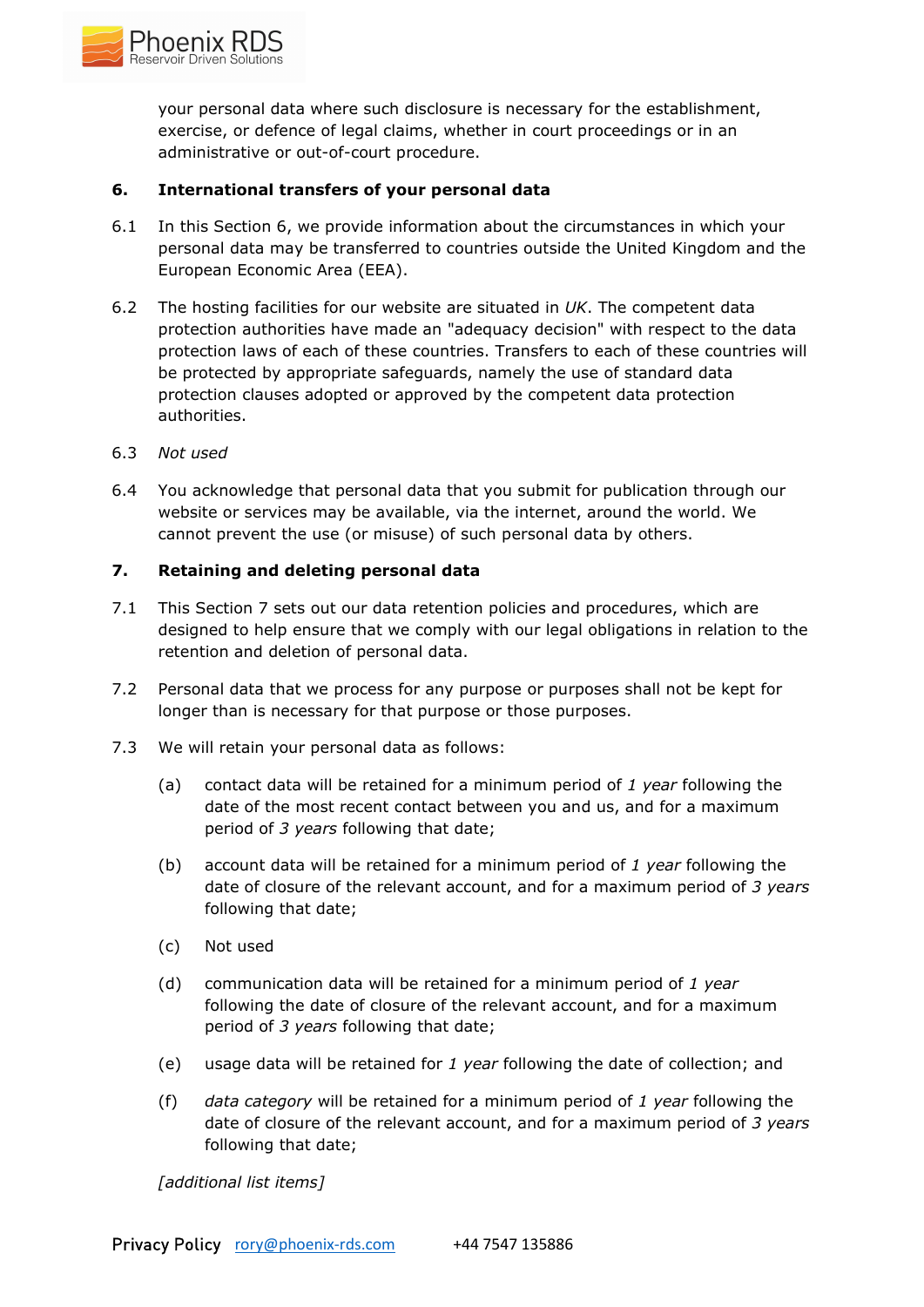your personal data where such disclosure is necessary for the establishment, exercise, or defence of legal claims, whether in court proceedings or in an administrative or out-of-court procedure.

## 6. International transfers of your personal data

6.1 In this Section 6, we provide information about the circumstances in which your personal data may be transferred to countries outside the United Kingdom and the European Economic Area (EEA).

6.2 The hosting facilities for our website are situated in *UK*. The competent data protection authorities have made an "adequacy decision" with respect to the data protection laws of each of these countries. Transfers to each of these countries will be protected by appropriate safeguards, namely the use of standard data protection clauses adopted or approved by the competent data protection authorities.

6.3 *Not used*

6.4 You acknowledge that personal data that you submit for publication through our website or services may be available, via the internet, around the world. We cannot prevent the use (or misuse) of such personal data by others.

## 7. Retaining and deleting personal data

7.1 This Section 7 sets out our data retention policies and procedures, which are designed to help ensure that we comply with our legal obligations in relation to the retention and deletion of personal data.

7.2 Personal data that we process for any purpose or purposes shall not be kept for longer than is necessary for that purpose or those purposes.

7.3 We will retain your personal data as follows:

(a) contact data will be retained for a minimum period of *1 year* following the date of the most recent contact between you and us, and for a maximum period of *3 years* following that date;

(b) account data will be retained for a minimum period of *1 year* following the date of closure of the relevant account, and for a maximum period of *3 years* following that date;

(c) Not used

(d) communication data will be retained for a minimum period of *1 year* following the date of closure of the relevant account, and for a maximum period of *3 years* following that date;

(e) usage data will be retained for *1 year* following the date of collection; and

(f) *data category* will be retained for a minimum period of *1 year* following the date of closure of the relevant account, and for a maximum period of *3 years* following that date;

*[additional list items]*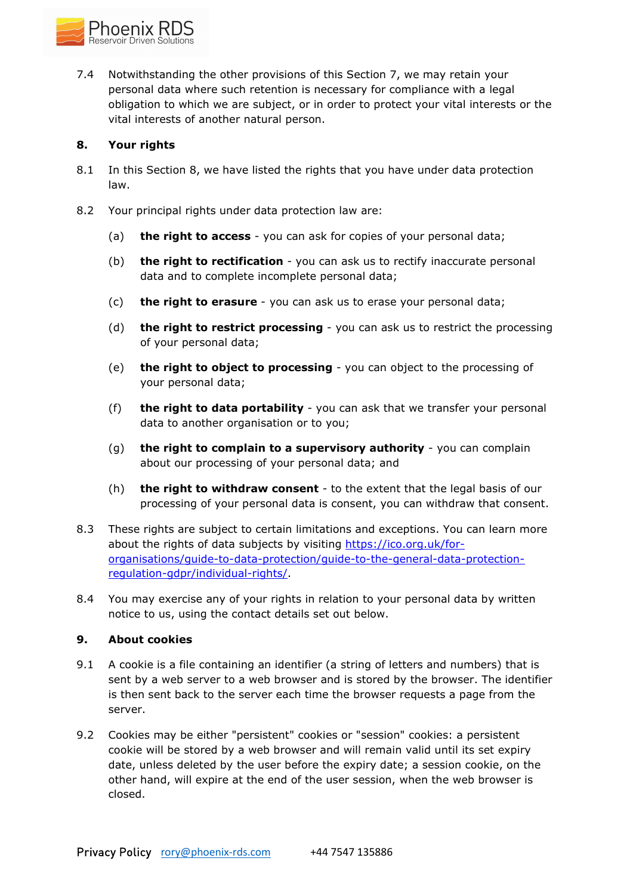7.4 Notwithstanding the other provisions of this Section 7, we may retain your personal data where such retention is necessary for compliance with a legal obligation to which we are subject, or in order to protect your vital interests or the vital interests of another natural person.

## 8. Your rights

8.1 In this Section 8, we have listed the rights that you have under data protection law.

8.2 Your principal rights under data protection law are:

(a) **the right to access** - you can ask for copies of your personal data;

(b) **the right to rectification** - you can ask us to rectify inaccurate personal data and to complete incomplete personal data;

(c) **the right to erasure** - you can ask us to erase your personal data;

(d) **the right to restrict processing** - you can ask us to restrict the processing of your personal data;

(e) **the right to object to processing** - you can object to the processing of your personal data;

(f) **the right to data portability** - you can ask that we transfer your personal data to another organisation or to you;

(g) **the right to complain to a supervisory authority** - you can complain about our processing of your personal data; and

(h) **the right to withdraw consent** - to the extent that the legal basis of our processing of your personal data is consent, you can withdraw that consent.

8.3 These rights are subject to certain limitations and exceptions. You can learn more about the rights of data subjects by visiting [https://ico.org.uk/for-organisations/guide-to-data-protection/guide-to-the-general-data-protection-regulation-gdpr/individual-rights/](https://ico.org.uk/for-organisations/guide-to-data-protection/guide-to-the-general-data-protection-regulation-gdpr/individual-rights/).

8.4 You may exercise any of your rights in relation to your personal data by written notice to us, using the contact details set out below.

## 9. About cookies

9.1 A cookie is a file containing an identifier (a string of letters and numbers) that is sent by a web server to a web browser and is stored by the browser. The identifier is then sent back to the server each time the browser requests a page from the server.

9.2 Cookies may be either "persistent" cookies or "session" cookies: a persistent cookie will be stored by a web browser and will remain valid until its set expiry date, unless deleted by the user before the expiry date; a session cookie, on the other hand, will expire at the end of the user session, when the web browser is closed.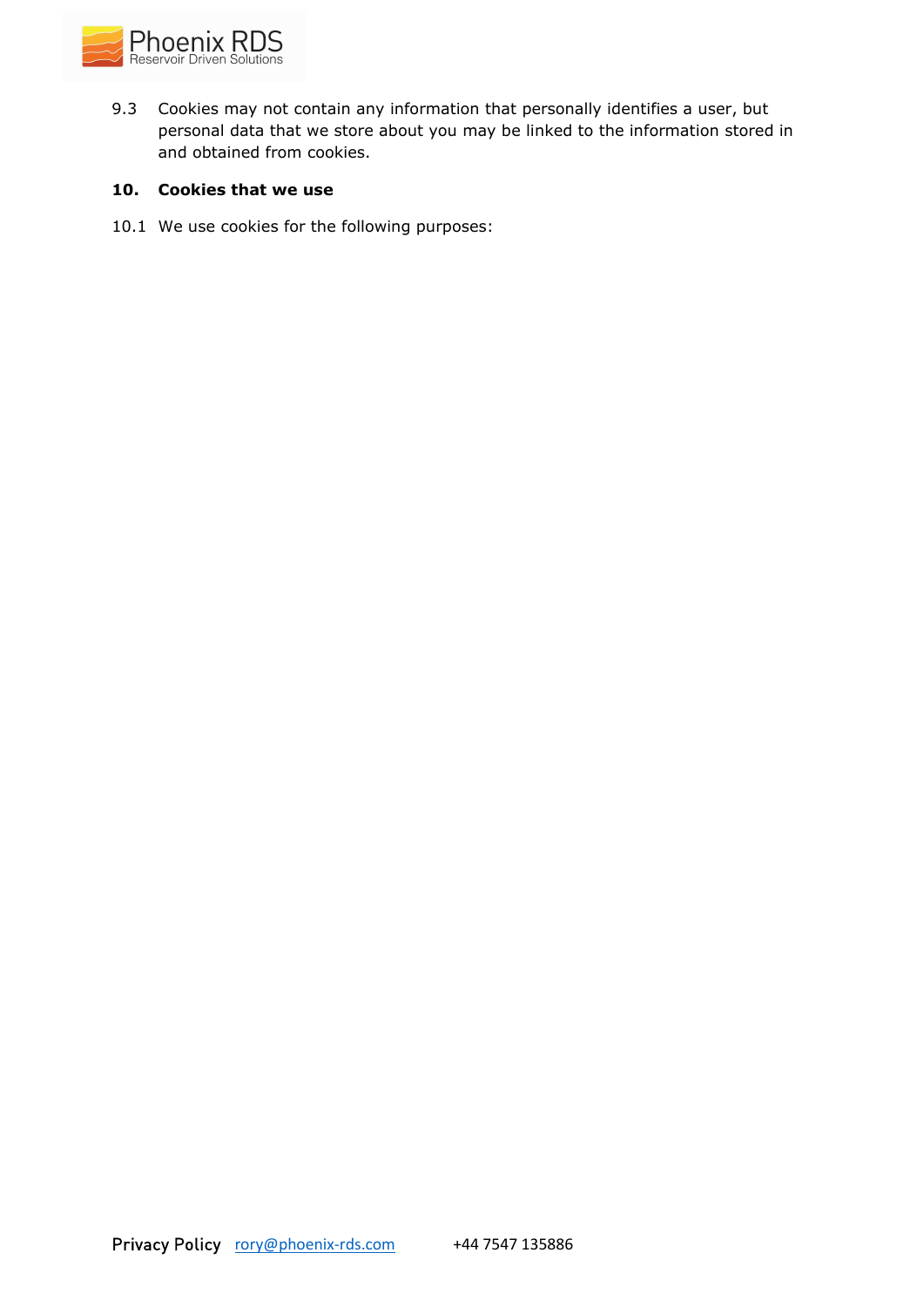9.3 Cookies may not contain any information that personally identifies a user, but personal data that we store about you may be linked to the information stored in and obtained from cookies.

## 10. Cookies that we use

10.1 We use cookies for the following purposes: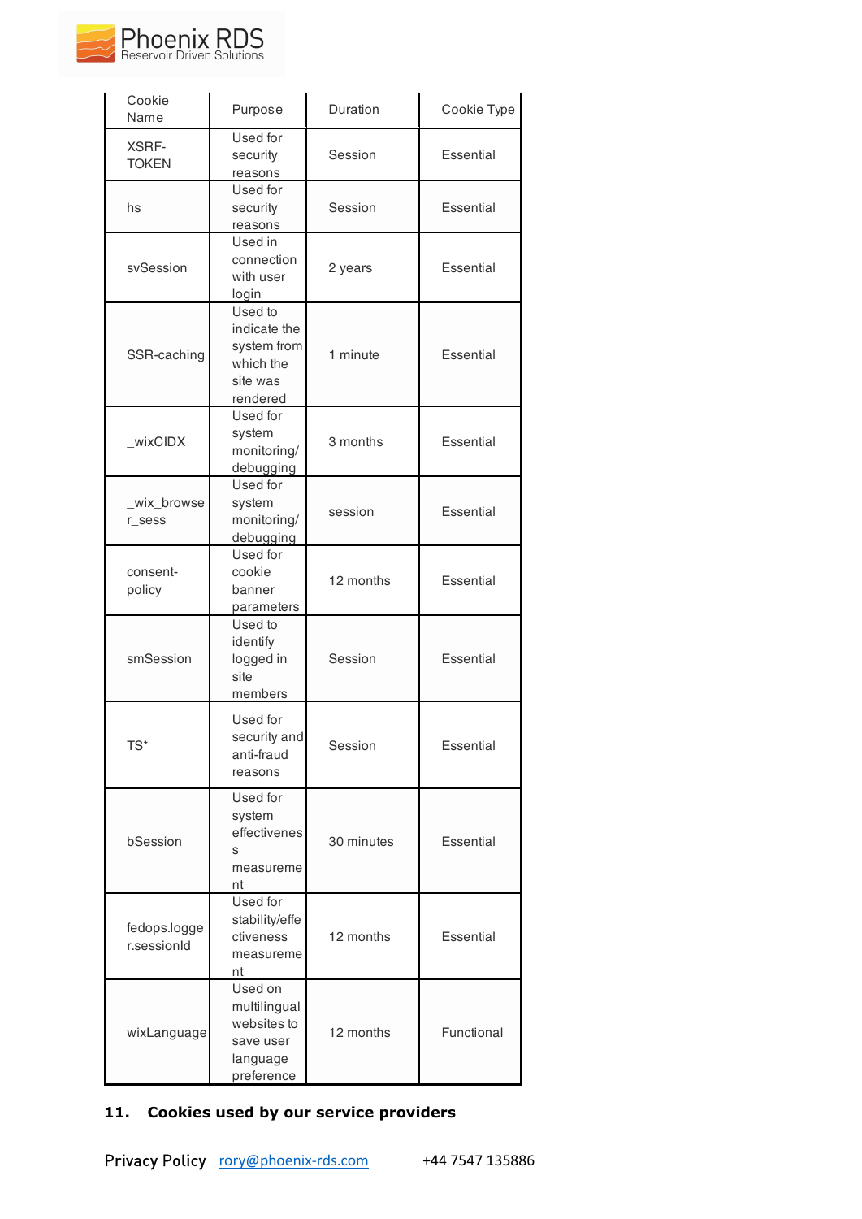| Cookie Name | Purpose | Duration | Cookie Type |
|---|---|---|---|
| XSRF-TOKEN | Used for security reasons | Session | Essential |
| hs | Used for security reasons | Session | Essential |
| svSession | Used in connection with user login | 2 years | Essential |
| SSR-caching | Used to indicate the system from which the site was rendered | 1 minute | Essential |
| _wixCIDX | Used for system monitoring/debugging | 3 months | Essential |
| _wix_browser_sess | Used for system monitoring/debugging | session | Essential |
| consent-policy | Used for cookie banner parameters | 12 months | Essential |
| smSession | Used to identify logged in site members | Session | Essential |
| TS* | Used for security and anti-fraud reasons | Session | Essential |
| bSession | Used for system effectiveness measurement | 30 minutes | Essential |
| fedops.logger.sessionId | Used for stability/effectiveness measurement | 12 months | Essential |
| wixLanguage | Used on multilingual websites to save user language preference | 12 months | Functional |

## 11. Cookies used by our service providers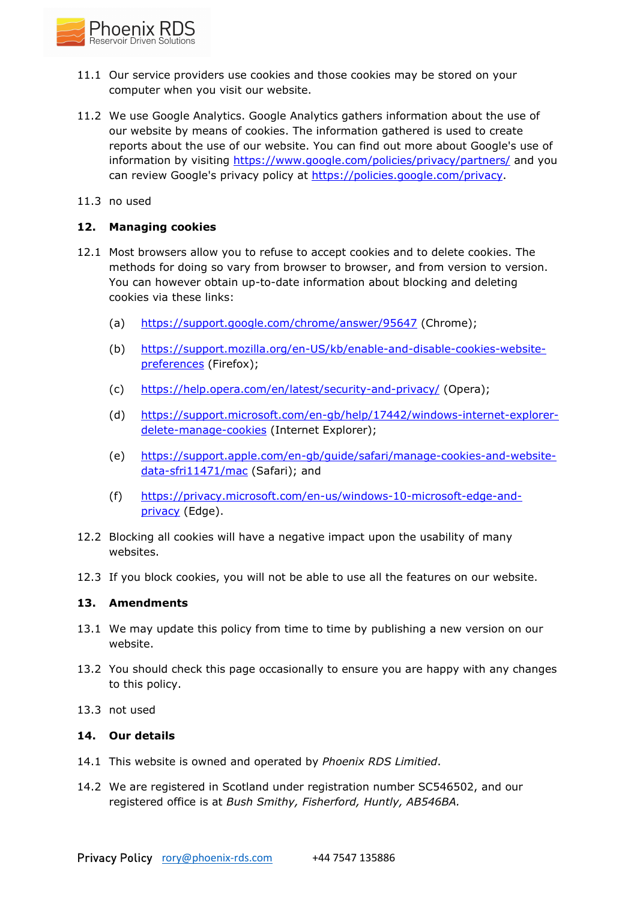11.1 Our service providers use cookies and those cookies may be stored on your computer when you visit our website.

11.2 We use Google Analytics. Google Analytics gathers information about the use of our website by means of cookies. The information gathered is used to create reports about the use of our website. You can find out more about Google's use of information by visiting https://www.google.com/policies/privacy/partners/ and you can review Google's privacy policy at https://policies.google.com/privacy.

11.3 no used

## 12. Managing cookies

12.1 Most browsers allow you to refuse to accept cookies and to delete cookies. The methods for doing so vary from browser to browser, and from version to version. You can however obtain up-to-date information about blocking and deleting cookies via these links:

(a) https://support.google.com/chrome/answer/95647 (Chrome);

(b) https://support.mozilla.org/en-US/kb/enable-and-disable-cookies-website-preferences (Firefox);

(c) https://help.opera.com/en/latest/security-and-privacy/ (Opera);

(d) https://support.microsoft.com/en-gb/help/17442/windows-internet-explorer-delete-manage-cookies (Internet Explorer);

(e) https://support.apple.com/en-gb/guide/safari/manage-cookies-and-website-data-sfri11471/mac (Safari); and

(f) https://privacy.microsoft.com/en-us/windows-10-microsoft-edge-and-privacy (Edge).

12.2 Blocking all cookies will have a negative impact upon the usability of many websites.

12.3 If you block cookies, you will not be able to use all the features on our website.

## 13. Amendments

13.1 We may update this policy from time to time by publishing a new version on our website.

13.2 You should check this page occasionally to ensure you are happy with any changes to this policy.

13.3 not used

## 14. Our details

14.1 This website is owned and operated by *Phoenix RDS Limitied*.

14.2 We are registered in Scotland under registration number SC546502, and our registered office is at *Bush Smithy, Fisherford, Huntly, AB546BA.*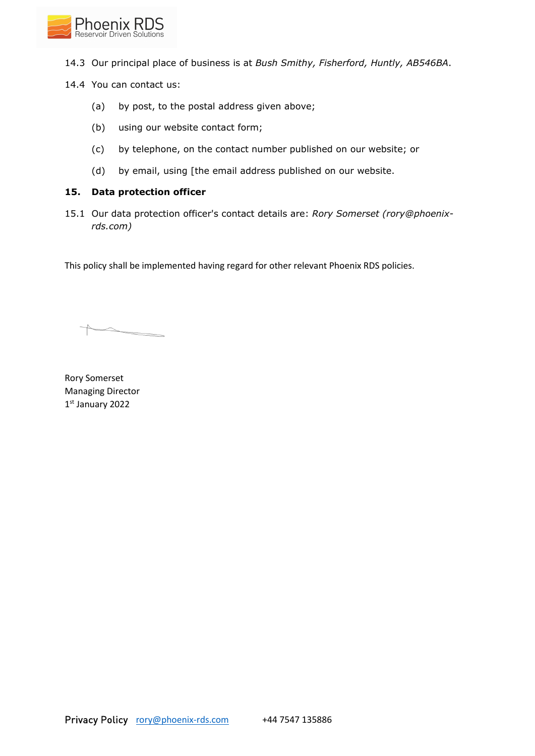14.3 Our principal place of business is at *Bush Smithy, Fisherford, Huntly, AB546BA*.

14.4 You can contact us:

(a) by post, to the postal address given above;

(b) using our website contact form;

(c) by telephone, on the contact number published on our website; or

(d) by email, using [the email address published on our website.

## 15. Data protection officer

15.1 Our data protection officer's contact details are: *Rory Somerset (rory@phoenix-rds.com)*

This policy shall be implemented having regard for other relevant Phoenix RDS policies.

Rory Somerset
Managing Director
1st January 2022